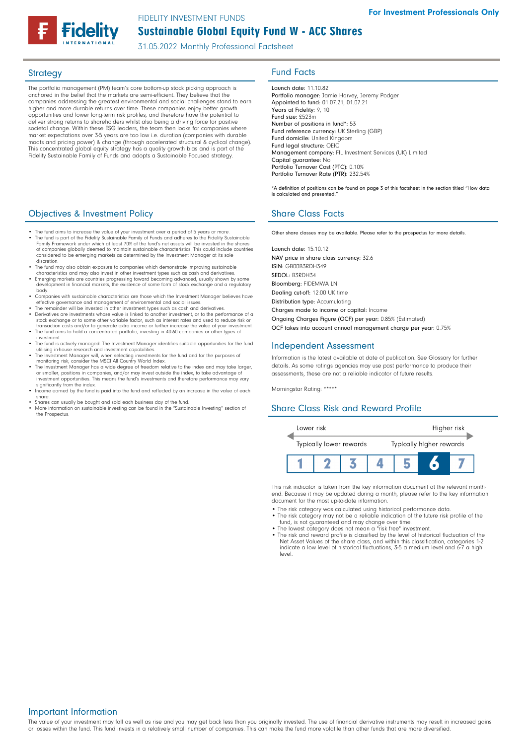For Investment Professionals Only

FIDELITY INVESTMENT FUNDS

# Sustainable Global Equity Fund W - ACC Shares

31.05.2022 Monthly Professional Factsheet

## Strategy

The portfolio management (PM) team's core bottom-up stock picking approach is anchored in the belief that the markets are semi-efficient. They believe that the companies addressing the greatest environmental and social challenges stand to earn higher and more durable returns over time. These companies enjoy better growth opportunities and lower long-term risk profiles, and therefore have the potential to deliver strong returns to shareholders whilst also being a driving force for positive societal change. Within these ESG leaders, the team then looks for companies where market expectations over 3-5 years are too low i.e. duration (companies with durable moats and pricing power) & change (through accelerated structural & cyclical change). This concentrated global equity strategy has a quality growth bias and is part of the Fidelity Sustainable Family of Funds and adopts a Sustainable Focused strategy.

## Fund Facts

Launch date: 11.10.82
Portfolio manager: Jamie Harvey, Jeremy Podger
Appointed to fund: 01.07.21, 01.07.21
Years at Fidelity: 9, 10
Fund size: £523m
Number of positions in fund*: 53
Fund reference currency: UK Sterling (GBP)
Fund domicile: United Kingdom
Fund legal structure: OEIC
Management company: FIL Investment Services (UK) Limited
Capital guarantee: No
Portfolio Turnover Cost (PTC): 0.10%
Portfolio Turnover Rate (PTR): 232.54%

*A definition of positions can be found on page 3 of this factsheet in the section titled "How data is calculated and presented."

## Objectives & Investment Policy

- The fund aims to increase the value of your investment over a period of 5 years or more.
- The fund is part of the Fidelity Sustainable Family of Funds and adheres to the Fidelity Sustainable Family Framework under which at least 70% of the fund's net assets will be invested in the shares of companies globally deemed to maintain sustainable characteristics. This could include countries considered to be emerging markets as determined by the Investment Manager at its sole discretion.
- The fund may also obtain exposure to companies which demonstrate improving sustainable characteristics and may also invest in other investment types such as cash and derivatives.
- Emerging markets are countries progressing toward becoming advanced, usually shown by some development in financial markets, the existence of some form of stock exchange and a regulatory body.
- Companies with sustainable characteristics are those which the Investment Manager believes have effective governance and management of environmental and social issues.
- The remainder will be invested in other investment types such as cash and derivatives.
- Derivatives are investments whose value is linked to another investment, or to the performance of a stock exchange or to some other variable factor, such as interest rates and used to reduce risk or transaction costs and/or to generate extra income or further increase the value of your investment.
- The fund aims to hold a concentrated portfolio, investing in 40-60 companies or other types of investment.
- The fund is actively managed. The Investment Manager identifies suitable opportunities for the fund utilising in-house research and investment capabilities.
- The Investment Manager will, when selecting investments for the fund and for the purposes of monitoring risk, consider the MSCI All Country World Index.
- The Investment Manager has a wide degree of freedom relative to the index and may take larger, or smaller, positions in companies, and/or may invest outside the index, to take advantage of investment opportunities. This means the fund's investments and therefore performance may vary significantly from the index.
- Income earned by the fund is paid into the fund and reflected by an increase in the value of each share.
- Shares can usually be bought and sold each business day of the fund.
- More information on sustainable investing can be found in the "Sustainable Investing" section of the Prospectus.

## Share Class Facts

Other share classes may be available. Please refer to the prospectus for more details.

Launch date: 15.10.12
NAV price in share class currency: 32.6
ISIN: GB00B3RDH349
SEDOL: B3RDH34
Bloomberg: FIDEMWA LN
Dealing cut-off: 12:00 UK time
Distribution type: Accumulating
Charges made to income or capital: Income
Ongoing Charges Figure (OCF) per year: 0.85% (Estimated)
OCF takes into account annual management charge per year: 0.75%

## Independent Assessment

Information is the latest available at date of publication. See Glossary for further details. As some ratings agencies may use past performance to produce their assessments, these are not a reliable indicator of future results.

Morningstar Rating: *****

## Share Class Risk and Reward Profile

| Lower risk | | | | | | Higher risk |
|---|---|---|---|---|---|---|
| Typically lower rewards | | | | | | Typically higher rewards |
| 1 | 2 | 3 | 4 | 5 | **6** | 7 |

This risk indicator is taken from the key information document at the relevant month-end. Because it may be updated during a month, please refer to the key information document for the most up-to-date information.

- The risk category was calculated using historical performance data.
- The risk category may not be a reliable indication of the future risk profile of the fund, is not guaranteed and may change over time.
- The lowest category does not mean a "risk free" investment.
- The risk and reward profile is classified by the level of historical fluctuation of the Net Asset Values of the share class, and within this classification, categories 1-2 indicate a low level of historical fluctuations, 3-5 a medium level and 6-7 a high level.

## Important Information

The value of your investment may fall as well as rise and you may get back less than you originally invested. The use of financial derivative instruments may result in increased gains or losses within the fund. This fund invests in a relatively small number of companies. This can make the fund more volatile than other funds that are more diversified.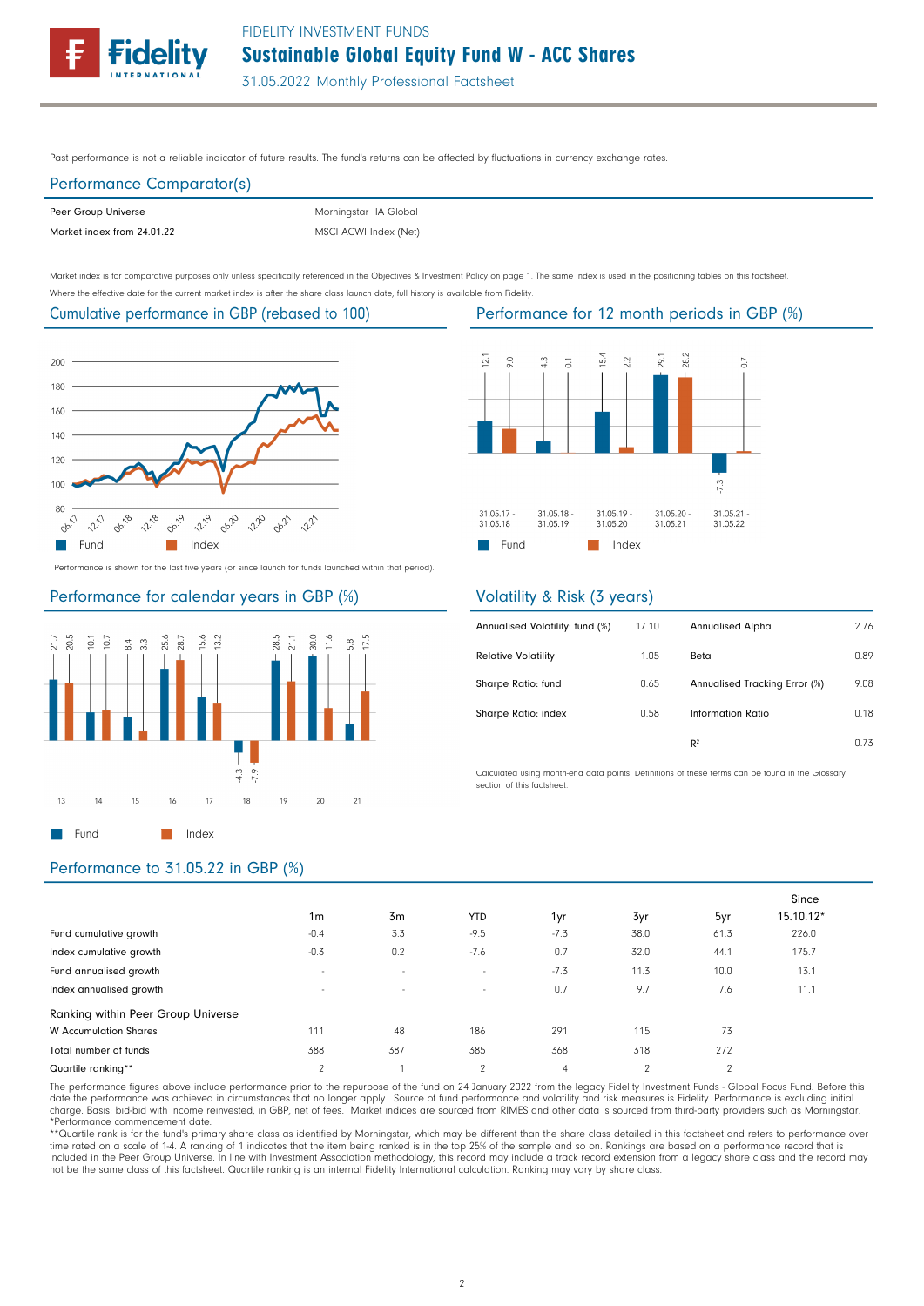Past performance is not a reliable indicator of future results. The fund's returns can be affected by fluctuations in currency exchange rates.

## Performance Comparator(s)

| | |
|---|---|
| Peer Group Universe | Morningstar IA Global |
| Market index from 24.01.22 | MSCI ACWI Index (Net) |

Market index is for comparative purposes only unless specifically referenced in the Objectives & Investment Policy on page 1. The same index is used in the positioning tables on this factsheet.
Where the effective date for the current market index is after the share class launch date, full history is available from Fidelity.

## Cumulative performance in GBP (rebased to 100)

Fund | Index

Performance is shown for the last five years (or since launch for funds launched within that period).

## Performance for 12 month periods in GBP (%)

| | 31.05.17 - 31.05.18 | 31.05.18 - 31.05.19 | 31.05.19 - 31.05.20 | 31.05.20 - 31.05.21 | 31.05.21 - 31.05.22 |
|---|---|---|---|---|---|
| Fund | 12.1 | 4.3 | 15.4 | 29.1 | -7.3 |
| Index | 9.0 | 0.1 | 2.2 | 28.2 | 0.7 |

## Performance for calendar years in GBP (%)

| | 13 | 14 | 15 | 16 | 17 | 18 | 19 | 20 | 21 |
|---|---|---|---|---|---|---|---|---|---|
| Fund | 21.7 | 10.1 | 8.4 | 25.6 | 15.6 | -4.3 | 28.5 | 30.0 | 5.8 |
| Index | 20.5 | 10.7 | 3.3 | 28.7 | 13.2 | -7.9 | 21.1 | 11.6 | 17.5 |

## Volatility & Risk (3 years)

| | | | |
|---|---|---|---|
| Annualised Volatility: fund (%) | 17.10 | Annualised Alpha | 2.76 |
| Relative Volatility | 1.05 | Beta | 0.89 |
| Sharpe Ratio: fund | 0.65 | Annualised Tracking Error (%) | 9.08 |
| Sharpe Ratio: index | 0.58 | Information Ratio | 0.18 |
| | | $R^2$ | 0.73 |

Calculated using month-end data points. Definitions of these terms can be found in the Glossary section of this factsheet.

## Performance to 31.05.22 in GBP (%)

| | 1m | 3m | YTD | 1yr | 3yr | 5yr | Since 15.10.12* |
|---|---|---|---|---|---|---|---|
| Fund cumulative growth | -0.4 | 3.3 | -9.5 | -7.3 | 38.0 | 61.3 | 226.0 |
| Index cumulative growth | -0.3 | 0.2 | -7.6 | 0.7 | 32.0 | 44.1 | 175.7 |
| Fund annualised growth | - | - | - | -7.3 | 11.3 | 10.0 | 13.1 |
| Index annualised growth | - | - | - | 0.7 | 9.7 | 7.6 | 11.1 |
| **Ranking within Peer Group Universe** | | | | | | | |
| W Accumulation Shares | 111 | 48 | 186 | 291 | 115 | 73 | |
| Total number of funds | 388 | 387 | 385 | 368 | 318 | 272 | |
| Quartile ranking** | 2 | 1 | 2 | 4 | 2 | 2 | |

The performance figures above include performance prior to the repurpose of the fund on 24 January 2022 from the legacy Fidelity Investment Funds - Global Focus Fund. Before this date the performance was achieved in circumstances that no longer apply. Source of fund performance and volatility and risk measures is Fidelity. Performance is excluding initial charge. Basis: bid-bid with income reinvested, in GBP, net of fees. Market indices are sourced from RIMES and other data is sourced from third-party providers such as Morningstar.
*Performance commencement date.
**Quartile rank is for the fund's primary share class as identified by Morningstar, which may be different than the share class detailed in this factsheet and refers to performance over time rated on a scale of 1-4. A ranking of 1 indicates that the item being ranked is in the top 25% of the sample and so on. Rankings are based on a performance record that is included in the Peer Group Universe. In line with Investment Association methodology, this record may include a track record extension from a legacy share class and the record may not be the same class of this factsheet. Quartile ranking is an internal Fidelity International calculation. Ranking may vary by share class.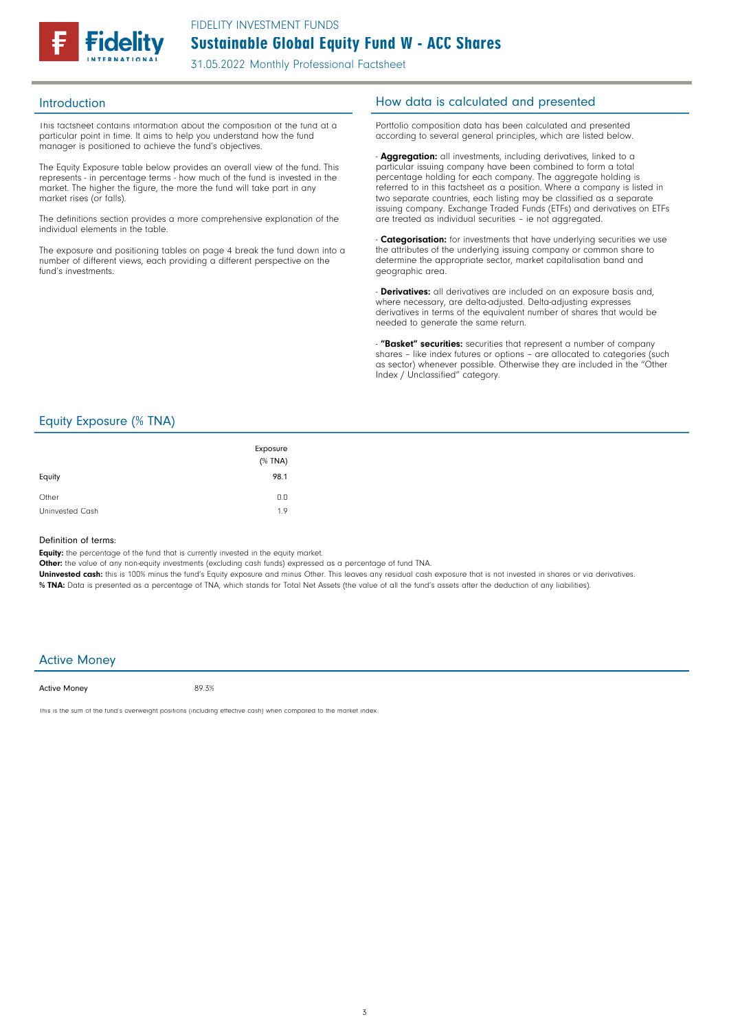FIDELITY INVESTMENT FUNDS

# Sustainable Global Equity Fund W - ACC Shares

31.05.2022 Monthly Professional Factsheet

## Introduction

This factsheet contains information about the composition of the fund at a particular point in time. It aims to help you understand how the fund manager is positioned to achieve the fund's objectives.

The Equity Exposure table below provides an overall view of the fund. This represents - in percentage terms - how much of the fund is invested in the market. The higher the figure, the more the fund will take part in any market rises (or falls).

The definitions section provides a more comprehensive explanation of the individual elements in the table.

The exposure and positioning tables on page 4 break the fund down into a number of different views, each providing a different perspective on the fund's investments.

## How data is calculated and presented

Portfolio composition data has been calculated and presented according to several general principles, which are listed below.

- **Aggregation:** all investments, including derivatives, linked to a particular issuing company have been combined to form a total percentage holding for each company. The aggregate holding is referred to in this factsheet as a position. Where a company is listed in two separate countries, each listing may be classified as a separate issuing company. Exchange Traded Funds (ETFs) and derivatives on ETFs are treated as individual securities – ie not aggregated.

- **Categorisation:** for investments that have underlying securities we use the attributes of the underlying issuing company or common share to determine the appropriate sector, market capitalisation band and geographic area.

- **Derivatives:** all derivatives are included on an exposure basis and, where necessary, are delta-adjusted. Delta-adjusting expresses derivatives in terms of the equivalent number of shares that would be needed to generate the same return.

- **"Basket" securities:** securities that represent a number of company shares – like index futures or options – are allocated to categories (such as sector) whenever possible. Otherwise they are included in the "Other Index / Unclassified" category.

## Equity Exposure (% TNA)

| | Exposure (% TNA) |
|---|---|
| Equity | 98.1 |
| Other | 0.0 |
| Uninvested Cash | 1.9 |

Definition of terms:

**Equity:** the percentage of the fund that is currently invested in the equity market.

**Other:** the value of any non-equity investments (excluding cash funds) expressed as a percentage of fund TNA.

**Uninvested cash:** this is 100% minus the fund's Equity exposure and minus Other. This leaves any residual cash exposure that is not invested in shares or via derivatives.

**% TNA:** Data is presented as a percentage of TNA, which stands for Total Net Assets (the value of all the fund's assets after the deduction of any liabilities).

## Active Money

| Active Money | 89.3% |
|---|---|

This is the sum of the fund's overweight positions (including effective cash) when compared to the market index.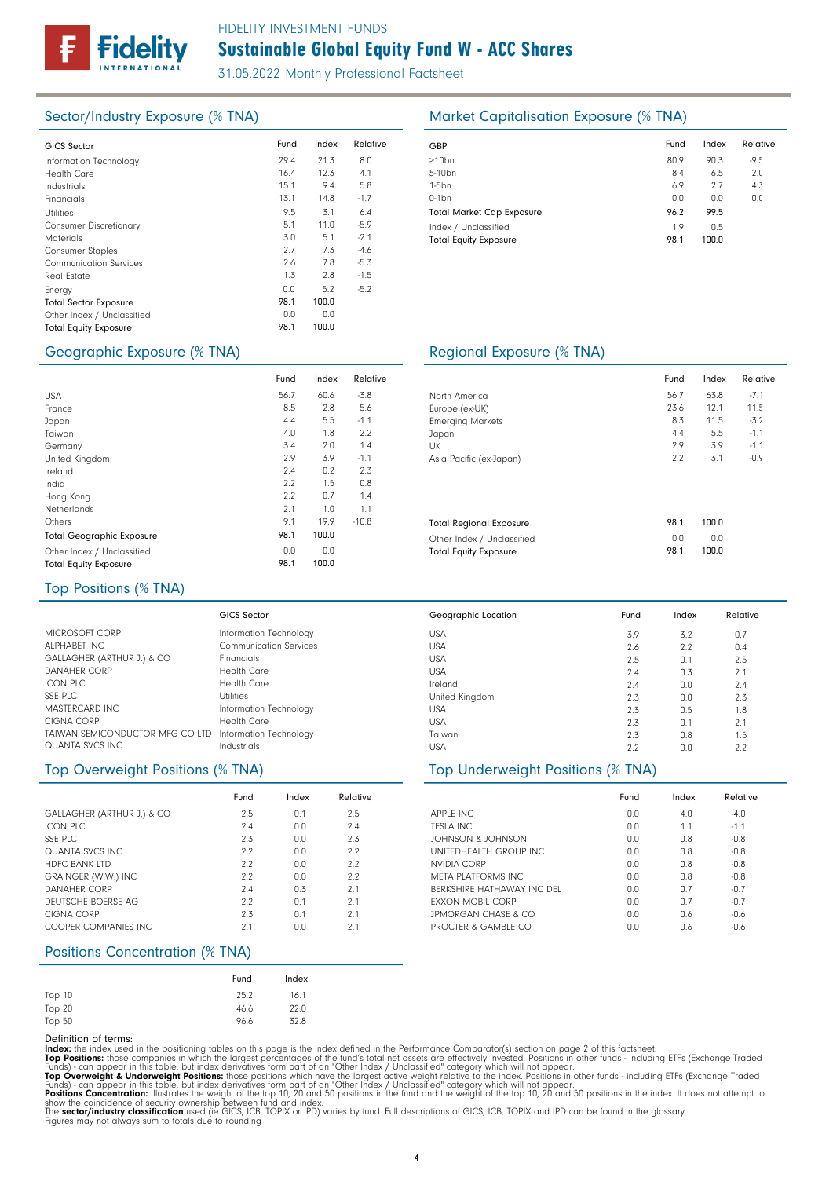FIDELITY INVESTMENT FUNDS

# Sustainable Global Equity Fund W - ACC Shares

31.05.2022 Monthly Professional Factsheet

## Sector/Industry Exposure (% TNA)

| GICS Sector | Fund | Index | Relative |
|---|---|---|---|
| Information Technology | 29.4 | 21.3 | 8.0 |
| Health Care | 16.4 | 12.3 | 4.1 |
| Industrials | 15.1 | 9.4 | 5.8 |
| Financials | 13.1 | 14.8 | -1.7 |
| Utilities | 9.5 | 3.1 | 6.4 |
| Consumer Discretionary | 5.1 | 11.0 | -5.9 |
| Materials | 3.0 | 5.1 | -2.1 |
| Consumer Staples | 2.7 | 7.3 | -4.6 |
| Communication Services | 2.6 | 7.8 | -5.3 |
| Real Estate | 1.3 | 2.8 | -1.5 |
| Energy | 0.0 | 5.2 | -5.2 |
| **Total Sector Exposure** | **98.1** | **100.0** | |
| Other Index / Unclassified | 0.0 | 0.0 | |
| **Total Equity Exposure** | **98.1** | **100.0** | |

## Market Capitalisation Exposure (% TNA)

| GBP | Fund | Index | Relative |
|---|---|---|---|
| >10bn | 80.9 | 90.3 | -9.5 |
| 5-10bn | 8.4 | 6.5 | 2.0 |
| 1-5bn | 6.9 | 2.7 | 4.3 |
| 0-1bn | 0.0 | 0.0 | 0.0 |
| **Total Market Cap Exposure** | **96.2** | **99.5** | |
| Index / Unclassified | 1.9 | 0.5 | |
| **Total Equity Exposure** | **98.1** | **100.0** | |

## Geographic Exposure (% TNA)

| | Fund | Index | Relative |
|---|---|---|---|
| USA | 56.7 | 60.6 | -3.8 |
| France | 8.5 | 2.8 | 5.6 |
| Japan | 4.4 | 5.5 | -1.1 |
| Taiwan | 4.0 | 1.8 | 2.2 |
| Germany | 3.4 | 2.0 | 1.4 |
| United Kingdom | 2.9 | 3.9 | -1.1 |
| Ireland | 2.4 | 0.2 | 2.3 |
| India | 2.2 | 1.5 | 0.8 |
| Hong Kong | 2.2 | 0.7 | 1.4 |
| Netherlands | 2.1 | 1.0 | 1.1 |
| Others | 9.1 | 19.9 | -10.8 |
| **Total Geographic Exposure** | **98.1** | **100.0** | |
| Other Index / Unclassified | 0.0 | 0.0 | |
| **Total Equity Exposure** | **98.1** | **100.0** | |

## Regional Exposure (% TNA)

| | Fund | Index | Relative |
|---|---|---|---|
| North America | 56.7 | 63.8 | -7.1 |
| Europe (ex-UK) | 23.6 | 12.1 | 11.5 |
| Emerging Markets | 8.3 | 11.5 | -3.2 |
| Japan | 4.4 | 5.5 | -1.1 |
| UK | 2.9 | 3.9 | -1.1 |
| Asia Pacific (ex-Japan) | 2.2 | 3.1 | -0.9 |
| **Total Regional Exposure** | **98.1** | **100.0** | |
| Other Index / Unclassified | 0.0 | 0.0 | |
| **Total Equity Exposure** | **98.1** | **100.0** | |

## Top Positions (% TNA)

| | GICS Sector | Geographic Location | Fund | Index | Relative |
|---|---|---|---|---|---|
| MICROSOFT CORP | Information Technology | USA | 3.9 | 3.2 | 0.7 |
| ALPHABET INC | Communication Services | USA | 2.6 | 2.2 | 0.4 |
| GALLAGHER (ARTHUR J.) & CO | Financials | USA | 2.5 | 0.1 | 2.5 |
| DANAHER CORP | Health Care | USA | 2.4 | 0.3 | 2.1 |
| ICON PLC | Health Care | Ireland | 2.4 | 0.0 | 2.4 |
| SSE PLC | Utilities | United Kingdom | 2.3 | 0.0 | 2.3 |
| MASTERCARD INC | Information Technology | USA | 2.3 | 0.5 | 1.8 |
| CIGNA CORP | Health Care | USA | 2.3 | 0.1 | 2.1 |
| TAIWAN SEMICONDUCTOR MFG CO LTD | Information Technology | Taiwan | 2.3 | 0.8 | 1.5 |
| QUANTA SVCS INC | Industrials | USA | 2.2 | 0.0 | 2.2 |

## Top Overweight Positions (% TNA)

| | Fund | Index | Relative |
|---|---|---|---|
| GALLAGHER (ARTHUR J.) & CO | 2.5 | 0.1 | 2.5 |
| ICON PLC | 2.4 | 0.0 | 2.4 |
| SSE PLC | 2.3 | 0.0 | 2.3 |
| QUANTA SVCS INC | 2.2 | 0.0 | 2.2 |
| HDFC BANK LTD | 2.2 | 0.0 | 2.2 |
| GRAINGER (W.W.) INC | 2.2 | 0.0 | 2.2 |
| DANAHER CORP | 2.4 | 0.3 | 2.1 |
| DEUTSCHE BOERSE AG | 2.2 | 0.1 | 2.1 |
| CIGNA CORP | 2.3 | 0.1 | 2.1 |
| COOPER COMPANIES INC | 2.1 | 0.0 | 2.1 |

## Top Underweight Positions (% TNA)

| | Fund | Index | Relative |
|---|---|---|---|
| APPLE INC | 0.0 | 4.0 | -4.0 |
| TESLA INC | 0.0 | 1.1 | -1.1 |
| JOHNSON & JOHNSON | 0.0 | 0.8 | -0.8 |
| UNITEDHEALTH GROUP INC | 0.0 | 0.8 | -0.8 |
| NVIDIA CORP | 0.0 | 0.8 | -0.8 |
| META PLATFORMS INC | 0.0 | 0.8 | -0.8 |
| BERKSHIRE HATHAWAY INC DEL | 0.0 | 0.7 | -0.7 |
| EXXON MOBIL CORP | 0.0 | 0.7 | -0.7 |
| JPMORGAN CHASE & CO | 0.0 | 0.6 | -0.6 |
| PROCTER & GAMBLE CO | 0.0 | 0.6 | -0.6 |

## Positions Concentration (% TNA)

| | Fund | Index |
|---|---|---|
| Top 10 | 25.2 | 16.1 |
| Top 20 | 46.6 | 22.0 |
| Top 50 | 96.6 | 32.8 |

Definition of terms:

**Index:** the index used in the positioning tables on this page is the index defined in the Performance Comparator(s) section on page 2 of this factsheet.
**Top Positions:** those companies in which the largest percentages of the fund's total net assets are effectively invested. Positions in other funds - including ETFs (Exchange Traded Funds) - can appear in this table, but index derivatives form part of an "Other Index / Unclassified" category which will not appear.
**Top Overweight & Underweight Positions:** those positions which have the largest active weight relative to the index. Positions in other funds - including ETFs (Exchange Traded Funds) - can appear in this table, but index derivatives form part of an "Other Index / Unclassified" category which will not appear.
**Positions Concentration:** illustrates the weight of the top 10, 20 and 50 positions in the fund and the weight of the top 10, 20 and 50 positions in the index. It does not attempt to show the coincidence of security ownership between fund and index.
The **sector/industry classification** used (ie GICS, ICB, TOPIX or IPD) varies by fund. Full descriptions of GICS, ICB, TOPIX and IPD can be found in the glossary.
Figures may not always sum to totals due to rounding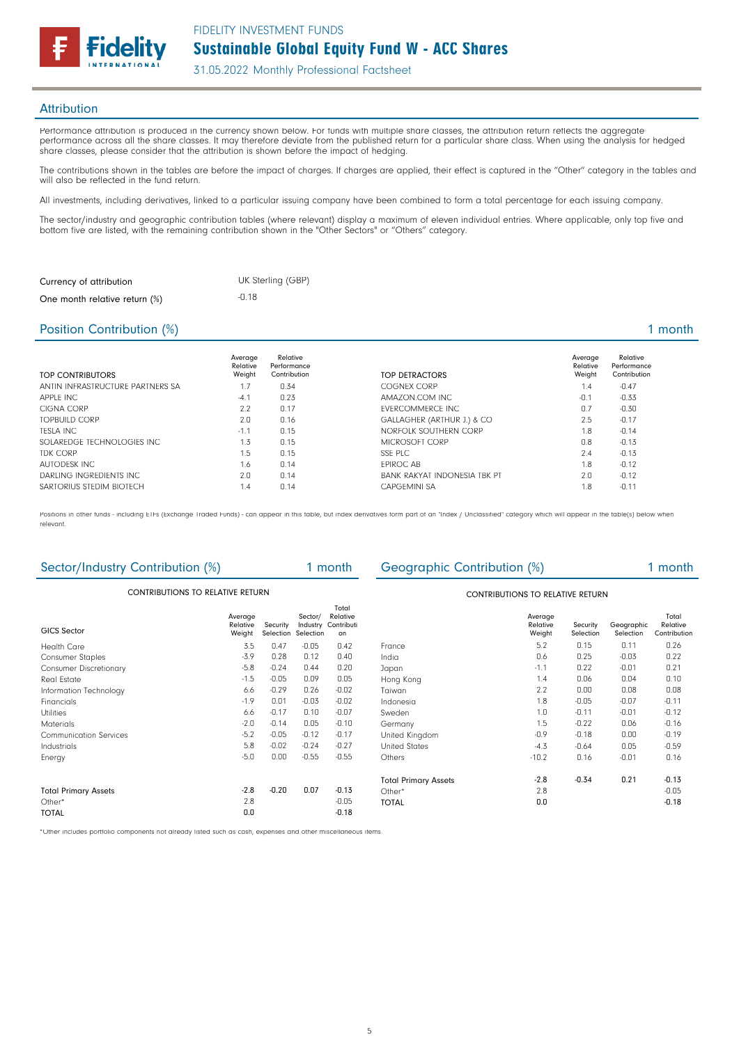## Attribution

Performance attribution is produced in the currency shown below. For funds with multiple share classes, the attribution return reflects the aggregate performance across all the share classes. It may therefore deviate from the published return for a particular share class. When using the analysis for hedged share classes, please consider that the attribution is shown before the impact of hedging.

The contributions shown in the tables are before the impact of charges. If charges are applied, their effect is captured in the "Other" category in the tables and will also be reflected in the fund return.

All investments, including derivatives, linked to a particular issuing company have been combined to form a total percentage for each issuing company.

The sector/industry and geographic contribution tables (where relevant) display a maximum of eleven individual entries. Where applicable, only top five and bottom five are listed, with the remaining contribution shown in the "Other Sectors" or "Others" category.

| | |
|---|---|
| Currency of attribution | UK Sterling (GBP) |
| One month relative return (%) | -0.18 |

## Position Contribution (%) — 1 month

| TOP CONTRIBUTORS | Average Relative Weight | Relative Performance Contribution |
|---|---|---|
| ANTIN INFRASTRUCTURE PARTNERS SA | 1.7 | 0.34 |
| APPLE INC | -4.1 | 0.23 |
| CIGNA CORP | 2.2 | 0.17 |
| TOPBUILD CORP | 2.0 | 0.16 |
| TESLA INC | -1.1 | 0.15 |
| SOLAREDGE TECHNOLOGIES INC | 1.3 | 0.15 |
| TDK CORP | 1.5 | 0.15 |
| AUTODESK INC | 1.6 | 0.14 |
| DARLING INGREDIENTS INC | 2.0 | 0.14 |
| SARTORIUS STEDIM BIOTECH | 1.4 | 0.14 |

| TOP DETRACTORS | Average Relative Weight | Relative Performance Contribution |
|---|---|---|
| COGNEX CORP | 1.4 | -0.47 |
| AMAZON.COM INC | -0.1 | -0.33 |
| EVERCOMMERCE INC | 0.7 | -0.30 |
| GALLAGHER (ARTHUR J.) & CO | 2.5 | -0.17 |
| NORFOLK SOUTHERN CORP | 1.8 | -0.14 |
| MICROSOFT CORP | 0.8 | -0.13 |
| SSE PLC | 2.4 | -0.13 |
| EPIROC AB | 1.8 | -0.12 |
| BANK RAKYAT INDONESIA TBK PT | 2.0 | -0.12 |
| CAPGEMINI SA | 1.8 | -0.11 |

Positions in other funds - including ETFs (Exchange Traded Funds) - can appear in this table, but index derivatives form part of an "Index / Unclassified" category which will appear in the table(s) below when relevant.

## Sector/Industry Contribution (%) — 1 month

CONTRIBUTIONS TO RELATIVE RETURN

| GICS Sector | Average Relative Weight | Security Selection | Sector/ Industry Selection | Total Relative Contribution |
|---|---|---|---|---|
| Health Care | 3.5 | 0.47 | -0.05 | 0.42 |
| Consumer Staples | -3.9 | 0.28 | 0.12 | 0.40 |
| Consumer Discretionary | -5.8 | -0.24 | 0.44 | 0.20 |
| Real Estate | -1.5 | -0.05 | 0.09 | 0.05 |
| Information Technology | 6.6 | -0.29 | 0.26 | -0.02 |
| Financials | -1.9 | 0.01 | -0.03 | -0.02 |
| Utilities | 6.6 | -0.17 | 0.10 | -0.07 |
| Materials | -2.0 | -0.14 | 0.05 | -0.10 |
| Communication Services | -5.2 | -0.05 | -0.12 | -0.17 |
| Industrials | 5.8 | -0.02 | -0.24 | -0.27 |
| Energy | -5.0 | 0.00 | -0.55 | -0.55 |
| **Total Primary Assets** | -2.8 | -0.20 | 0.07 | -0.13 |
| Other* | 2.8 | | | -0.05 |
| **TOTAL** | 0.0 | | | -0.18 |

## Geographic Contribution (%) — 1 month

CONTRIBUTIONS TO RELATIVE RETURN

| | Average Relative Weight | Security Selection | Geographic Selection | Total Relative Contribution |
|---|---|---|---|---|
| France | 5.2 | 0.15 | 0.11 | 0.26 |
| India | 0.6 | 0.25 | -0.03 | 0.22 |
| Japan | -1.1 | 0.22 | -0.01 | 0.21 |
| Hong Kong | 1.4 | 0.06 | 0.04 | 0.10 |
| Taiwan | 2.2 | 0.00 | 0.08 | 0.08 |
| Indonesia | 1.8 | -0.05 | -0.07 | -0.11 |
| Sweden | 1.0 | -0.11 | -0.01 | -0.12 |
| Germany | 1.5 | -0.22 | 0.06 | -0.16 |
| United Kingdom | -0.9 | -0.18 | 0.00 | -0.19 |
| United States | -4.3 | -0.64 | 0.05 | -0.59 |
| Others | -10.2 | 0.16 | -0.01 | 0.16 |
| **Total Primary Assets** | -2.8 | -0.34 | 0.21 | -0.13 |
| Other* | 2.8 | | | -0.05 |
| **TOTAL** | 0.0 | | | -0.18 |

*Other includes portfolio components not already listed such as cash, expenses and other miscellaneous items.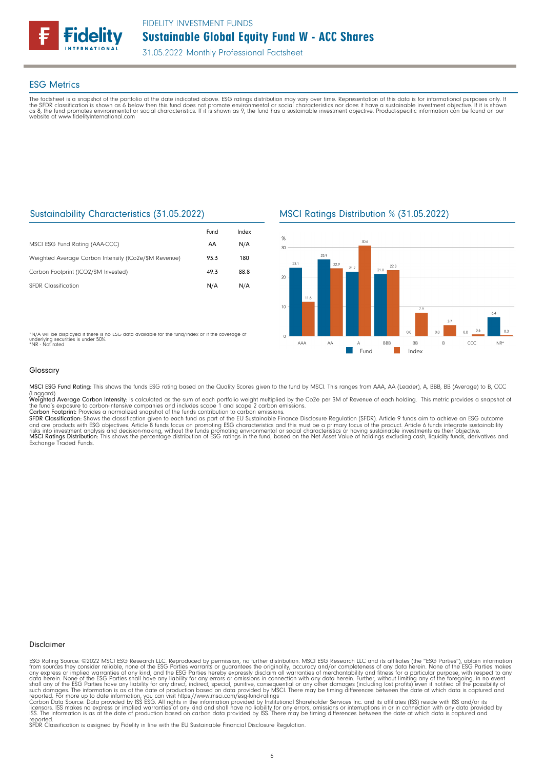## ESG Metrics

The factsheet is a snapshot of the portfolio at the date indicated above. ESG ratings distribution may vary over time. Representation of this data is for informational purposes only. If the SFDR classification is shown as 6 below then this fund does not promote environmental or social characteristics nor does it have a sustainable investment objective. If it is shown as 8, the fund promotes environmental or social characteristics. If it is shown as 9, the fund has a sustainable investment objective. Product-specific information can be found on our website at www.fidelityinternational.com

### Sustainability Characteristics (31.05.2022)

| | Fund | Index |
|---|---|---|
| MSCI ESG Fund Rating (AAA-CCC) | AA | N/A |
| Weighted Average Carbon Intensity (tCo2e/$M Revenue) | 93.3 | 180 |
| Carbon Footprint (tCO2/$M Invested) | 49.3 | 88.8 |
| SFDR Classification | N/A | N/A |

*N/A will be displayed if there is no ESG data available for the fund/index or if the coverage of underlying securities is under 50%.
*NR - Not rated

### MSCI Ratings Distribution % (31.05.2022)

| Rating | Fund | Index |
|---|---|---|
| AAA | 23.1 | 11.6 |
| AA | 25.9 | 22.9 |
| A | 21.7 | 30.6 |
| BBB | 21.0 | 22.3 |
| BB | 0.0 | 7.9 |
| B | 0.0 | 3.7 |
| CCC | 0.0 | 0.6 |
| NR* | 6.4 | 0.3 |

### Glossary

**MSCI ESG Fund Rating:** This shows the funds ESG rating based on the Quality Scores given to the fund by MSCI. This ranges from AAA, AA (Leader), A, BBB, BB (Average) to B, CCC (Laggard).
**Weighted Average Carbon Intensity:** is calculated as the sum of each portfolio weight multiplied by the Co2e per $M of Revenue of each holding. This metric provides a snapshot of the fund's exposure to carbon-intensive companies and includes scope 1 and scope 2 carbon emissions.
**Carbon Footprint:** Provides a normalized snapshot of the funds contribution to carbon emissions.
**SFDR Classification:** Shows the classification given to each fund as part of the EU Sustainable Finance Disclosure Regulation (SFDR). Article 9 funds aim to achieve an ESG outcome and are products with ESG objectives. Article 8 funds focus on promoting ESG characteristics and this must be a primary focus of the product. Article 6 funds integrate sustainability risks into investment analysis and decision-making, without the funds promoting environmental or social characteristics or having sustainable investments as their objective.
**MSCI Ratings Distribution:** This shows the percentage distribution of ESG ratings in the fund, based on the Net Asset Value of holdings excluding cash, liquidity funds, derivatives and Exchange Traded Funds.

### Disclaimer

ESG Rating Source: ©2022 MSCI ESG Research LLC. Reproduced by permission, no further distribution. MSCI ESG Research LLC and its affiliates (the "ESG Parties"), obtain information from sources they consider reliable, none of the ESG Parties warrants or guarantees the originality, accuracy and/or completeness of any data herein. None of the ESG Parties makes any express or implied warranties of any kind, and the ESG Parties hereby expressly disclaim all warranties of merchantability and fitness for a particular purpose, with respect to any data herein. None of the ESG Parties shall have any liability for any errors or omissions in connection with any data herein. Further, without limiting any of the foregoing, in no event shall any of the ESG Parties have any liability for any direct, indirect, special, punitive, consequential or any other damages (including lost profits) even if notified of the possibility of such damages. The information is as at the date of production based on data provided by MSCI. There may be timing differences between the date at which data is captured and reported. For more up to date information, you can visit https://www.msci.com/esg-fund-ratings
Carbon Data Source: Data provided by ISS ESG. All rights in the information provided by Institutional Shareholder Services Inc. and its affiliates (ISS) reside with ISS and/or its licensors. ISS makes no express or implied warranties of any kind and shall have no liability for any errors, omissions or interruptions in or in connection with any data provided by ISS. The information is as at the date of production based on carbon data provided by ISS. There may be timing differences between the date at which data is captured and reported.
SFDR Classification is assigned by Fidelity in line with the EU Sustainable Financial Disclosure Regulation.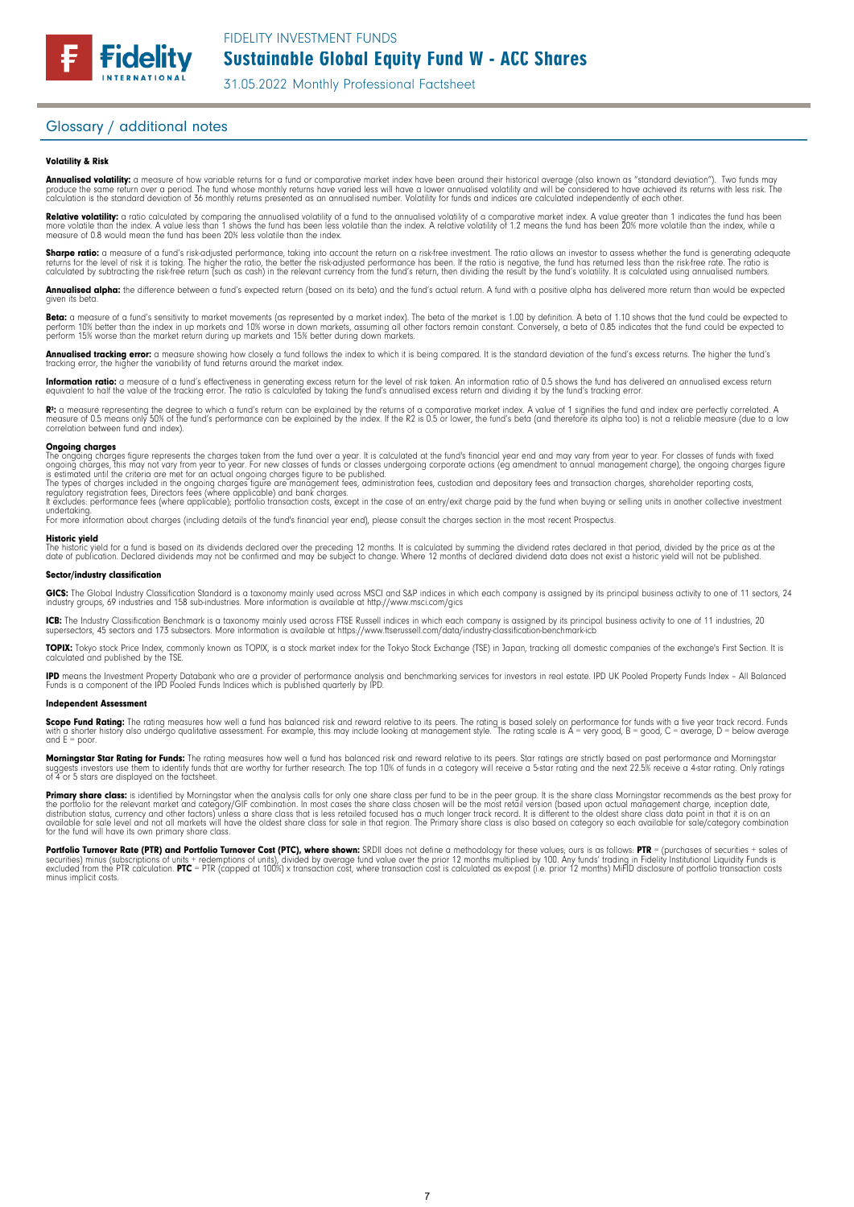## Glossary / additional notes

#### Volatility & Risk

**Annualised volatility:** a measure of how variable returns for a fund or comparative market index have been around their historical average (also known as "standard deviation"). Two funds may produce the same return over a period. The fund whose monthly returns have varied less will have a lower annualised volatility and will be considered to have achieved its returns with less risk. The calculation is the standard deviation of 36 monthly returns presented as an annualised number. Volatility for funds and indices are calculated independently of each other.

**Relative volatility:** a ratio calculated by comparing the annualised volatility of a fund to the annualised volatility of a comparative market index. A value greater than 1 indicates the fund has been more volatile than the index. A value less than 1 shows the fund has been less volatile than the index. A relative volatility of 1.2 means the fund has been 20% more volatile than the index, while a measure of 0.8 would mean the fund has been 20% less volatile than the index.

**Sharpe ratio:** a measure of a fund's risk-adjusted performance, taking into account the return on a risk-free investment. The ratio allows an investor to assess whether the fund is generating adequate returns for the level of risk it is taking. The higher the ratio, the better the risk-adjusted performance has been. If the ratio is negative, the fund has returned less than the risk-free rate. The ratio is calculated by subtracting the risk-free return (such as cash) in the relevant currency from the fund's return, then dividing the result by the fund's volatility. It is calculated using annualised numbers.

**Annualised alpha:** the difference between a fund's expected return (based on its beta) and the fund's actual return. A fund with a positive alpha has delivered more return than would be expected given its beta.

**Beta:** a measure of a fund's sensitivity to market movements (as represented by a market index). The beta of the market is 1.00 by definition. A beta of 1.10 shows that the fund could be expected to perform 10% better than the index in up markets and 10% worse in down markets, assuming all other factors remain constant. Conversely, a beta of 0.85 indicates that the fund could be expected to perform 15% worse than the market return during up markets and 15% better during down markets.

**Annualised tracking error:** a measure showing how closely a fund follows the index to which it is being compared. It is the standard deviation of the fund's excess returns. The higher the fund's tracking error, the higher the variability of fund returns around the market index.

**Information ratio:** a measure of a fund's effectiveness in generating excess return for the level of risk taken. An information ratio of 0.5 shows the fund has delivered an annualised excess return equivalent to half the value of the tracking error. The ratio is calculated by taking the fund's annualised excess return and dividing it by the fund's tracking error.

**$R^2$:** a measure representing the degree to which a fund's return can be explained by the returns of a comparative market index. A value of 1 signifies the fund and index are perfectly correlated. A measure of 0.5 means only 50% of the fund's performance can be explained by the index. If the R2 is 0.5 or lower, the fund's beta (and therefore its alpha too) is not a reliable measure (due to a low correlation between fund and index).

#### Ongoing charges

The ongoing charges figure represents the charges taken from the fund over a year. It is calculated at the fund's financial year end and may vary from year to year. For classes of funds with fixed ongoing charges, this may not vary from year to year. For new classes of funds or classes undergoing corporate actions (eg amendment to annual management charge), the ongoing charges figure is estimated until the criteria are met for an actual ongoing charges figure to be published.
The types of charges included in the ongoing charges figure are management fees, administration fees, custodian and depositary fees and transaction charges, shareholder reporting costs, regulatory registration fees, Directors fees (where applicable) and bank charges.
It excludes: performance fees (where applicable); portfolio transaction costs, except in the case of an entry/exit charge paid by the fund when buying or selling units in another collective investment undertaking.
For more information about charges (including details of the fund's financial year end), please consult the charges section in the most recent Prospectus.

#### Historic yield

The historic yield for a fund is based on its dividends declared over the preceding 12 months. It is calculated by summing the dividend rates declared in that period, divided by the price as at the date of publication. Declared dividends may not be confirmed and may be subject to change. Where 12 months of declared dividend data does not exist a historic yield will not be published.

#### Sector/industry classification

**GICS:** The Global Industry Classification Standard is a taxonomy mainly used across MSCI and S&P indices in which each company is assigned by its principal business activity to one of 11 sectors, 24 industry groups, 69 industries and 158 sub-industries. More information is available at http://www.msci.com/gics

**ICB:** The Industry Classification Benchmark is a taxonomy mainly used across FTSE Russell indices in which each company is assigned by its principal business activity to one of 11 industries, 20 supersectors, 45 sectors and 173 subsectors. More information is available at https://www.ftserussell.com/data/industry-classification-benchmark-icb

**TOPIX:** Tokyo stock Price Index, commonly known as TOPIX, is a stock market index for the Tokyo Stock Exchange (TSE) in Japan, tracking all domestic companies of the exchange's First Section. It is calculated and published by the TSE.

**IPD** means the Investment Property Databank who are a provider of performance analysis and benchmarking services for investors in real estate. IPD UK Pooled Property Funds Index – All Balanced Funds is a component of the IPD Pooled Funds Indices which is published quarterly by IPD.

#### Independent Assessment

**Scope Fund Rating:** The rating measures how well a fund has balanced risk and reward relative to its peers. The rating is based solely on performance for funds with a five year track record. Funds with a shorter history also undergo qualitative assessment. For example, this may include looking at management style. The rating scale is A = very good, B = good, C = average, D = below average and E = poor.

**Morningstar Star Rating for Funds:** The rating measures how well a fund has balanced risk and reward relative to its peers. Star ratings are strictly based on past performance and Morningstar suggests investors use them to identify funds that are worthy for further research. The top 10% of funds in a category will receive a 5-star rating and the next 22.5% receive a 4-star rating. Only ratings of 4 or 5 stars are displayed on the factsheet.

**Primary share class:** is identified by Morningstar when the analysis calls for only one share class per fund to be in the peer group. It is the share class Morningstar recommends as the best proxy for the portfolio for the relevant market and category/GIF combination. In most cases the share class chosen will be the most retail version (based upon actual management charge, inception date, distribution status, currency and other factors) unless a share class that is less retailed focused has a much longer track record. It is different to the oldest share class data point in that it is on an available for sale level and not all markets will have the oldest share class for sale in that region. The Primary share class is also based on category so each available for sale/category combination for the fund will have its own primary share class.

**Portfolio Turnover Rate (PTR) and Portfolio Turnover Cost (PTC), where shown:** SRDII does not define a methodology for these values; ours is as follows: **PTR** = (purchases of securities + sales of securities) minus (subscriptions of units + redemptions of units), divided by average fund value over the prior 12 months multiplied by 100. Any funds' trading in Fidelity Institutional Liquidity Funds is excluded from the PTR calculation. **PTC** = PTR (capped at 100%) x transaction cost, where transaction cost is calculated as ex-post (i.e. prior 12 months) MiFID disclosure of portfolio transaction costs minus implicit costs.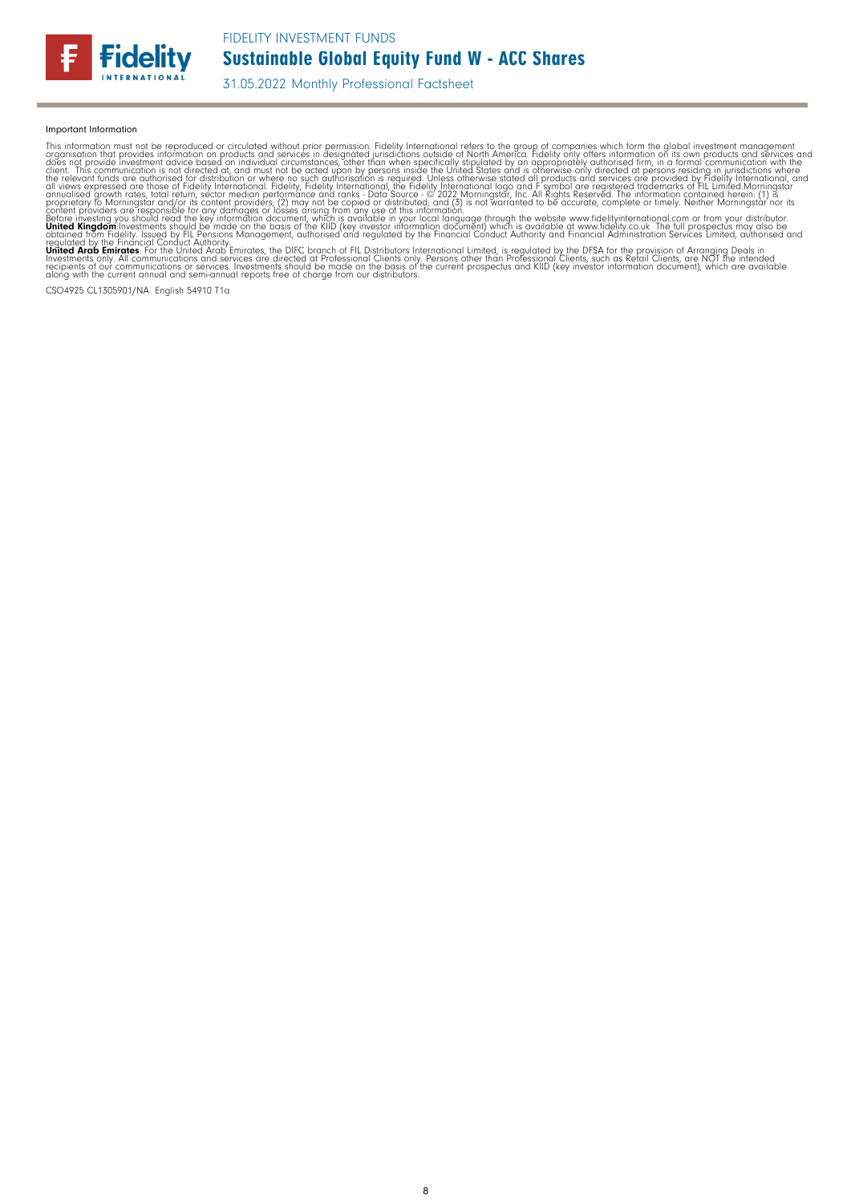#### Important Information

This information must not be reproduced or circulated without prior permission. Fidelity International refers to the group of companies which form the global investment management organisation that provides information on products and services in designated jurisdictions outside of North America. Fidelity only offers information on its own products and services and does not provide investment advice based on individual circumstances, other than when specifically stipulated by an appropriately authorised firm, in a formal communication with the client. This communication is not directed at, and must not be acted upon by persons inside the United States and is otherwise only directed at persons residing in jurisdictions where the relevant funds are authorised for distribution or where no such authorisation is required. Unless otherwise stated all products and services are provided by Fidelity International, and all views expressed are those of Fidelity International. Fidelity, Fidelity International, the Fidelity International logo and F symbol are registered trademarks of FIL Limited.Morningstar annualised growth rates, total return, sector median performance and ranks - Data Source - © 2022 Morningstar, Inc. All Rights Reserved. The information contained herein: (1) is proprietary to Morningstar and/or its content providers; (2) may not be copied or distributed; and (3) is not warranted to be accurate, complete or timely. Neither Morningstar nor its content providers are responsible for any damages or losses arising from any use of this information.
Before investing you should read the key information document, which is available in your local language through the website www.fidelityinternational.com or from your distributor.
**United Kingdom**:Investments should be made on the basis of the KIID (key investor information document) which is available at www.fidelity.co.uk The full prospectus may also be obtained from Fidelity. Issued by FIL Pensions Management, authorised and regulated by the Financial Conduct Authority and Financial Administration Services Limited, authorised and regulated by the Financial Conduct Authority.
**United Arab Emirates**: For the United Arab Emirates, the DIFC branch of FIL Distributors International Limited, is regulated by the DFSA for the provision of Arranging Deals in Investments only. All communications and services are directed at Professional Clients only. Persons other than Professional Clients, such as Retail Clients, are NOT the intended recipients of our communications or services. Investments should be made on the basis of the current prospectus and KIID (key investor information document), which are available along with the current annual and semi-annual reports free of charge from our distributors.

CSO4925 CL1305901/NA English 54910 T1a